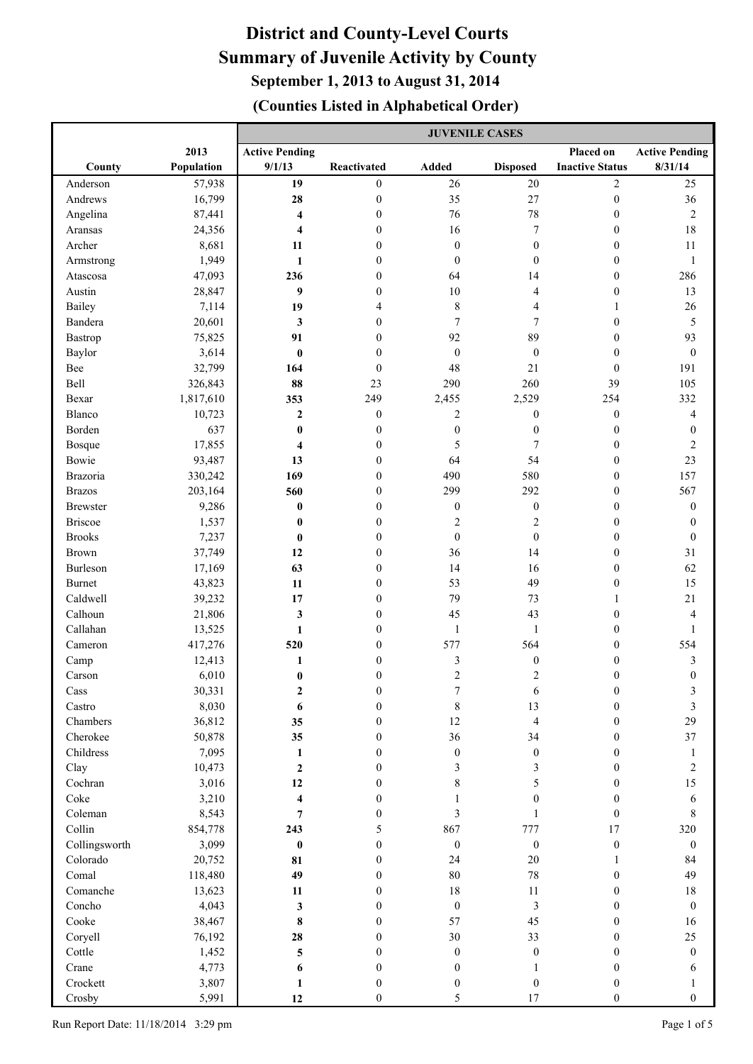# District and County-Level Courts
## Summary of Juvenile Activity by County
### September 1, 2013 to August 31, 2014
### (Counties Listed in Alphabetical Order)

| | | JUVENILE CASES | | | | | |
|---|---|---|---|---|---|---|---|
| County | 2013 Population | Active Pending 9/1/13 | Reactivated | Added | Disposed | Placed on Inactive Status | Active Pending 8/31/14 |
| Anderson | 57,938 | **19** | 0 | 26 | 20 | 2 | 25 |
| Andrews | 16,799 | **28** | 0 | 35 | 27 | 0 | 36 |
| Angelina | 87,441 | **4** | 0 | 76 | 78 | 0 | 2 |
| Aransas | 24,356 | **4** | 0 | 16 | 7 | 0 | 18 |
| Archer | 8,681 | **11** | 0 | 0 | 0 | 0 | 11 |
| Armstrong | 1,949 | **1** | 0 | 0 | 0 | 0 | 1 |
| Atascosa | 47,093 | **236** | 0 | 64 | 14 | 0 | 286 |
| Austin | 28,847 | **9** | 0 | 10 | 4 | 0 | 13 |
| Bailey | 7,114 | **19** | 4 | 8 | 4 | 1 | 26 |
| Bandera | 20,601 | **3** | 0 | 7 | 7 | 0 | 5 |
| Bastrop | 75,825 | **91** | 0 | 92 | 89 | 0 | 93 |
| Baylor | 3,614 | **0** | 0 | 0 | 0 | 0 | 0 |
| Bee | 32,799 | **164** | 0 | 48 | 21 | 0 | 191 |
| Bell | 326,843 | **88** | 23 | 290 | 260 | 39 | 105 |
| Bexar | 1,817,610 | **353** | 249 | 2,455 | 2,529 | 254 | 332 |
| Blanco | 10,723 | **2** | 0 | 2 | 0 | 0 | 4 |
| Borden | 637 | **0** | 0 | 0 | 0 | 0 | 0 |
| Bosque | 17,855 | **4** | 0 | 5 | 7 | 0 | 2 |
| Bowie | 93,487 | **13** | 0 | 64 | 54 | 0 | 23 |
| Brazoria | 330,242 | **169** | 0 | 490 | 580 | 0 | 157 |
| Brazos | 203,164 | **560** | 0 | 299 | 292 | 0 | 567 |
| Brewster | 9,286 | **0** | 0 | 0 | 0 | 0 | 0 |
| Briscoe | 1,537 | **0** | 0 | 2 | 2 | 0 | 0 |
| Brooks | 7,237 | **0** | 0 | 0 | 0 | 0 | 0 |
| Brown | 37,749 | **12** | 0 | 36 | 14 | 0 | 31 |
| Burleson | 17,169 | **63** | 0 | 14 | 16 | 0 | 62 |
| Burnet | 43,823 | **11** | 0 | 53 | 49 | 0 | 15 |
| Caldwell | 39,232 | **17** | 0 | 79 | 73 | 1 | 21 |
| Calhoun | 21,806 | **3** | 0 | 45 | 43 | 0 | 4 |
| Callahan | 13,525 | **1** | 0 | 1 | 1 | 0 | 1 |
| Cameron | 417,276 | **520** | 0 | 577 | 564 | 0 | 554 |
| Camp | 12,413 | **1** | 0 | 3 | 0 | 0 | 3 |
| Carson | 6,010 | **0** | 0 | 2 | 2 | 0 | 0 |
| Cass | 30,331 | **2** | 0 | 7 | 6 | 0 | 3 |
| Castro | 8,030 | **6** | 0 | 8 | 13 | 0 | 3 |
| Chambers | 36,812 | **35** | 0 | 12 | 4 | 0 | 29 |
| Cherokee | 50,878 | **35** | 0 | 36 | 34 | 0 | 37 |
| Childress | 7,095 | **1** | 0 | 0 | 0 | 0 | 1 |
| Clay | 10,473 | **2** | 0 | 3 | 3 | 0 | 2 |
| Cochran | 3,016 | **12** | 0 | 8 | 5 | 0 | 15 |
| Coke | 3,210 | **4** | 0 | 1 | 0 | 0 | 6 |
| Coleman | 8,543 | **7** | 0 | 3 | 1 | 0 | 8 |
| Collin | 854,778 | **243** | 5 | 867 | 777 | 17 | 320 |
| Collingsworth | 3,099 | **0** | 0 | 0 | 0 | 0 | 0 |
| Colorado | 20,752 | **81** | 0 | 24 | 20 | 1 | 84 |
| Comal | 118,480 | **49** | 0 | 80 | 78 | 0 | 49 |
| Comanche | 13,623 | **11** | 0 | 18 | 11 | 0 | 18 |
| Concho | 4,043 | **3** | 0 | 0 | 3 | 0 | 0 |
| Cooke | 38,467 | **8** | 0 | 57 | 45 | 0 | 16 |
| Coryell | 76,192 | **28** | 0 | 30 | 33 | 0 | 25 |
| Cottle | 1,452 | **5** | 0 | 0 | 0 | 0 | 0 |
| Crane | 4,773 | **6** | 0 | 0 | 1 | 0 | 6 |
| Crockett | 3,807 | **1** | 0 | 0 | 0 | 0 | 1 |
| Crosby | 5,991 | **12** | 0 | 5 | 17 | 0 | 0 |

Run Report Date: 11/18/2014 3:29 pm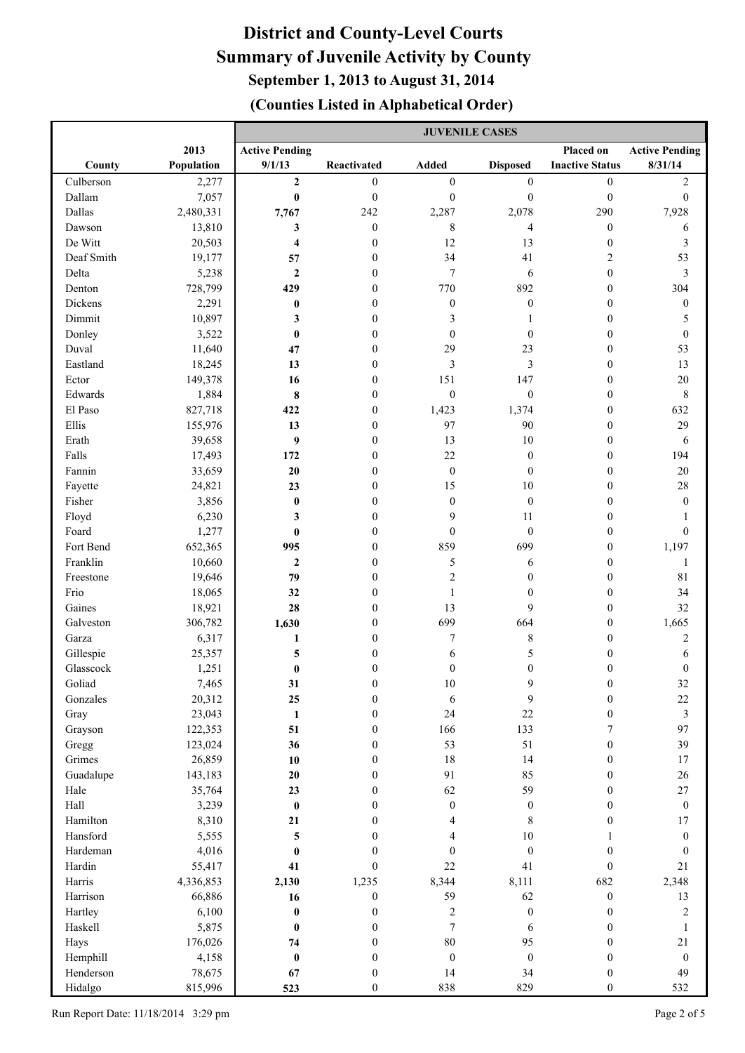# District and County-Level Courts
## Summary of Juvenile Activity by County
### September 1, 2013 to August 31, 2014
### (Counties Listed in Alphabetical Order)

| | | JUVENILE CASES | | | | | |
|---|---|---|---|---|---|---|---|
| County | 2013 Population | Active Pending 9/1/13 | Reactivated | Added | Disposed | Placed on Inactive Status | Active Pending 8/31/14 |
| Culberson | 2,277 | **2** | 0 | 0 | 0 | 0 | 2 |
| Dallam | 7,057 | **0** | 0 | 0 | 0 | 0 | 0 |
| Dallas | 2,480,331 | **7,767** | 242 | 2,287 | 2,078 | 290 | 7,928 |
| Dawson | 13,810 | **3** | 0 | 8 | 4 | 0 | 6 |
| De Witt | 20,503 | **4** | 0 | 12 | 13 | 0 | 3 |
| Deaf Smith | 19,177 | **57** | 0 | 34 | 41 | 2 | 53 |
| Delta | 5,238 | **2** | 0 | 7 | 6 | 0 | 3 |
| Denton | 728,799 | **429** | 0 | 770 | 892 | 0 | 304 |
| Dickens | 2,291 | **0** | 0 | 0 | 0 | 0 | 0 |
| Dimmit | 10,897 | **3** | 0 | 3 | 1 | 0 | 5 |
| Donley | 3,522 | **0** | 0 | 0 | 0 | 0 | 0 |
| Duval | 11,640 | **47** | 0 | 29 | 23 | 0 | 53 |
| Eastland | 18,245 | **13** | 0 | 3 | 3 | 0 | 13 |
| Ector | 149,378 | **16** | 0 | 151 | 147 | 0 | 20 |
| Edwards | 1,884 | **8** | 0 | 0 | 0 | 0 | 8 |
| El Paso | 827,718 | **422** | 0 | 1,423 | 1,374 | 0 | 632 |
| Ellis | 155,976 | **13** | 0 | 97 | 90 | 0 | 29 |
| Erath | 39,658 | **9** | 0 | 13 | 10 | 0 | 6 |
| Falls | 17,493 | **172** | 0 | 22 | 0 | 0 | 194 |
| Fannin | 33,659 | **20** | 0 | 0 | 0 | 0 | 20 |
| Fayette | 24,821 | **23** | 0 | 15 | 10 | 0 | 28 |
| Fisher | 3,856 | **0** | 0 | 0 | 0 | 0 | 0 |
| Floyd | 6,230 | **3** | 0 | 9 | 11 | 0 | 1 |
| Foard | 1,277 | **0** | 0 | 0 | 0 | 0 | 0 |
| Fort Bend | 652,365 | **995** | 0 | 859 | 699 | 0 | 1,197 |
| Franklin | 10,660 | **2** | 0 | 5 | 6 | 0 | 1 |
| Freestone | 19,646 | **79** | 0 | 2 | 0 | 0 | 81 |
| Frio | 18,065 | **32** | 0 | 1 | 0 | 0 | 34 |
| Gaines | 18,921 | **28** | 0 | 13 | 9 | 0 | 32 |
| Galveston | 306,782 | **1,630** | 0 | 699 | 664 | 0 | 1,665 |
| Garza | 6,317 | **1** | 0 | 7 | 8 | 0 | 2 |
| Gillespie | 25,357 | **5** | 0 | 6 | 5 | 0 | 6 |
| Glasscock | 1,251 | **0** | 0 | 0 | 0 | 0 | 0 |
| Goliad | 7,465 | **31** | 0 | 10 | 9 | 0 | 32 |
| Gonzales | 20,312 | **25** | 0 | 6 | 9 | 0 | 22 |
| Gray | 23,043 | **1** | 0 | 24 | 22 | 0 | 3 |
| Grayson | 122,353 | **51** | 0 | 166 | 133 | 7 | 97 |
| Gregg | 123,024 | **36** | 0 | 53 | 51 | 0 | 39 |
| Grimes | 26,859 | **10** | 0 | 18 | 14 | 0 | 17 |
| Guadalupe | 143,183 | **20** | 0 | 91 | 85 | 0 | 26 |
| Hale | 35,764 | **23** | 0 | 62 | 59 | 0 | 27 |
| Hall | 3,239 | **0** | 0 | 0 | 0 | 0 | 0 |
| Hamilton | 8,310 | **21** | 0 | 4 | 8 | 0 | 17 |
| Hansford | 5,555 | **5** | 0 | 4 | 10 | 1 | 0 |
| Hardeman | 4,016 | **0** | 0 | 0 | 0 | 0 | 0 |
| Hardin | 55,417 | **41** | 0 | 22 | 41 | 0 | 21 |
| Harris | 4,336,853 | **2,130** | 1,235 | 8,344 | 8,111 | 682 | 2,348 |
| Harrison | 66,886 | **16** | 0 | 59 | 62 | 0 | 13 |
| Hartley | 6,100 | **0** | 0 | 2 | 0 | 0 | 2 |
| Haskell | 5,875 | **0** | 0 | 7 | 6 | 0 | 1 |
| Hays | 176,026 | **74** | 0 | 80 | 95 | 0 | 21 |
| Hemphill | 4,158 | **0** | 0 | 0 | 0 | 0 | 0 |
| Henderson | 78,675 | **67** | 0 | 14 | 34 | 0 | 49 |
| Hidalgo | 815,996 | **523** | 0 | 838 | 829 | 0 | 532 |

Run Report Date: 11/18/2014 3:29 pm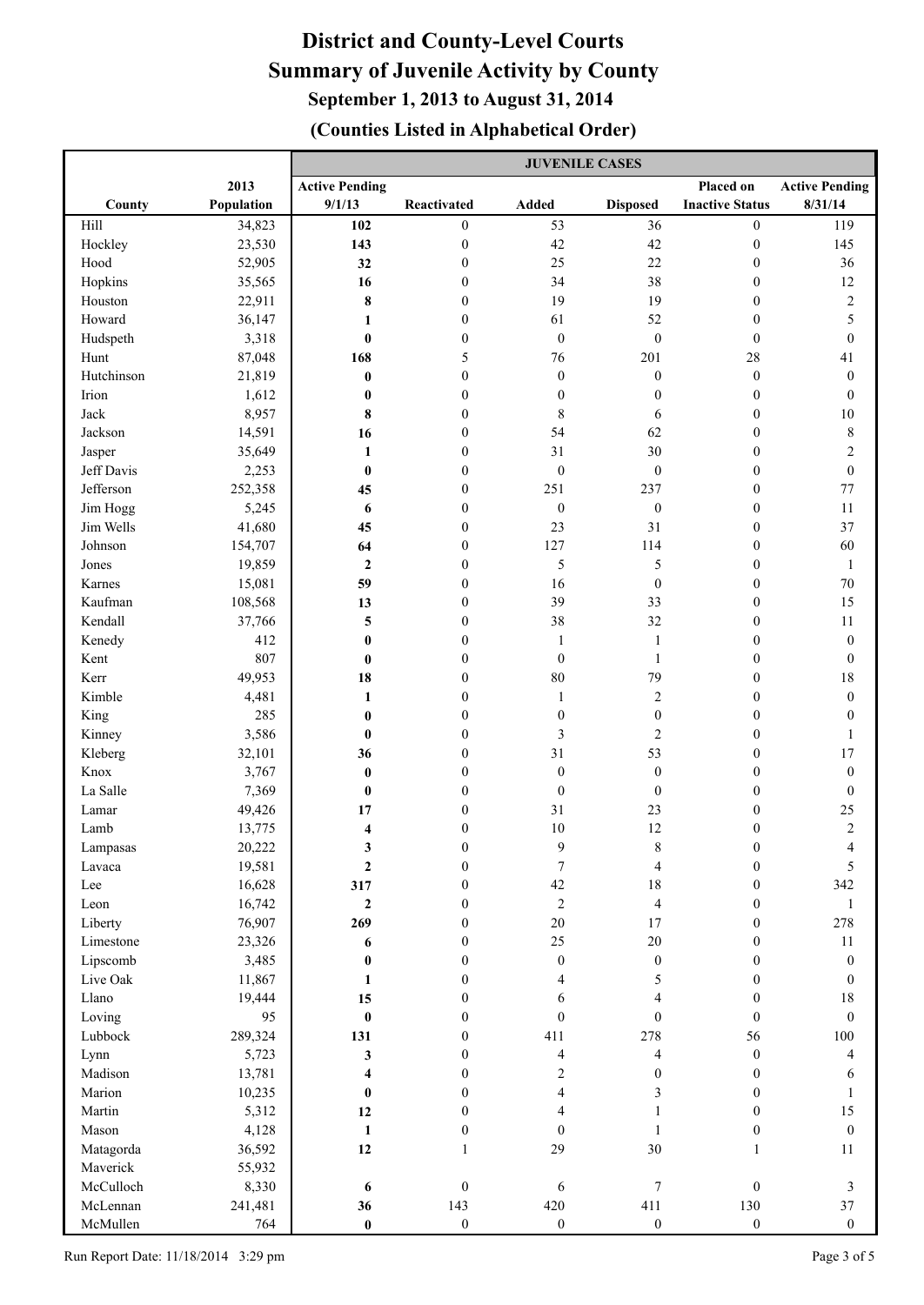# District and County-Level Courts
## Summary of Juvenile Activity by County
### September 1, 2013 to August 31, 2014
### (Counties Listed in Alphabetical Order)

| | | JUVENILE CASES | | | | | |
|---|---|---|---|---|---|---|---|
| County | 2013 Population | Active Pending 9/1/13 | Reactivated | Added | Disposed | Placed on Inactive Status | Active Pending 8/31/14 |
| Hill | 34,823 | **102** | 0 | 53 | 36 | 0 | 119 |
| Hockley | 23,530 | **143** | 0 | 42 | 42 | 0 | 145 |
| Hood | 52,905 | **32** | 0 | 25 | 22 | 0 | 36 |
| Hopkins | 35,565 | **16** | 0 | 34 | 38 | 0 | 12 |
| Houston | 22,911 | **8** | 0 | 19 | 19 | 0 | 2 |
| Howard | 36,147 | **1** | 0 | 61 | 52 | 0 | 5 |
| Hudspeth | 3,318 | **0** | 0 | 0 | 0 | 0 | 0 |
| Hunt | 87,048 | **168** | 5 | 76 | 201 | 28 | 41 |
| Hutchinson | 21,819 | **0** | 0 | 0 | 0 | 0 | 0 |
| Irion | 1,612 | **0** | 0 | 0 | 0 | 0 | 0 |
| Jack | 8,957 | **8** | 0 | 8 | 6 | 0 | 10 |
| Jackson | 14,591 | **16** | 0 | 54 | 62 | 0 | 8 |
| Jasper | 35,649 | **1** | 0 | 31 | 30 | 0 | 2 |
| Jeff Davis | 2,253 | **0** | 0 | 0 | 0 | 0 | 0 |
| Jefferson | 252,358 | **45** | 0 | 251 | 237 | 0 | 77 |
| Jim Hogg | 5,245 | **6** | 0 | 0 | 0 | 0 | 11 |
| Jim Wells | 41,680 | **45** | 0 | 23 | 31 | 0 | 37 |
| Johnson | 154,707 | **64** | 0 | 127 | 114 | 0 | 60 |
| Jones | 19,859 | **2** | 0 | 5 | 5 | 0 | 1 |
| Karnes | 15,081 | **59** | 0 | 16 | 0 | 0 | 70 |
| Kaufman | 108,568 | **13** | 0 | 39 | 33 | 0 | 15 |
| Kendall | 37,766 | **5** | 0 | 38 | 32 | 0 | 11 |
| Kenedy | 412 | **0** | 0 | 1 | 1 | 0 | 0 |
| Kent | 807 | **0** | 0 | 0 | 1 | 0 | 0 |
| Kerr | 49,953 | **18** | 0 | 80 | 79 | 0 | 18 |
| Kimble | 4,481 | **1** | 0 | 1 | 2 | 0 | 0 |
| King | 285 | **0** | 0 | 0 | 0 | 0 | 0 |
| Kinney | 3,586 | **0** | 0 | 3 | 2 | 0 | 1 |
| Kleberg | 32,101 | **36** | 0 | 31 | 53 | 0 | 17 |
| Knox | 3,767 | **0** | 0 | 0 | 0 | 0 | 0 |
| La Salle | 7,369 | **0** | 0 | 0 | 0 | 0 | 0 |
| Lamar | 49,426 | **17** | 0 | 31 | 23 | 0 | 25 |
| Lamb | 13,775 | **4** | 0 | 10 | 12 | 0 | 2 |
| Lampasas | 20,222 | **3** | 0 | 9 | 8 | 0 | 4 |
| Lavaca | 19,581 | **2** | 0 | 7 | 4 | 0 | 5 |
| Lee | 16,628 | **317** | 0 | 42 | 18 | 0 | 342 |
| Leon | 16,742 | **2** | 0 | 2 | 4 | 0 | 1 |
| Liberty | 76,907 | **269** | 0 | 20 | 17 | 0 | 278 |
| Limestone | 23,326 | **6** | 0 | 25 | 20 | 0 | 11 |
| Lipscomb | 3,485 | **0** | 0 | 0 | 0 | 0 | 0 |
| Live Oak | 11,867 | **1** | 0 | 4 | 5 | 0 | 0 |
| Llano | 19,444 | **15** | 0 | 6 | 4 | 0 | 18 |
| Loving | 95 | **0** | 0 | 0 | 0 | 0 | 0 |
| Lubbock | 289,324 | **131** | 0 | 411 | 278 | 56 | 100 |
| Lynn | 5,723 | **3** | 0 | 4 | 4 | 0 | 4 |
| Madison | 13,781 | **4** | 0 | 2 | 0 | 0 | 6 |
| Marion | 10,235 | **0** | 0 | 4 | 3 | 0 | 1 |
| Martin | 5,312 | **12** | 0 | 4 | 1 | 0 | 15 |
| Mason | 4,128 | **1** | 0 | 0 | 1 | 0 | 0 |
| Matagorda | 36,592 | **12** | 1 | 29 | 30 | 1 | 11 |
| Maverick | 55,932 | | | | | | |
| McCulloch | 8,330 | **6** | 0 | 6 | 7 | 0 | 3 |
| McLennan | 241,481 | **36** | 143 | 420 | 411 | 130 | 37 |
| McMullen | 764 | **0** | 0 | 0 | 0 | 0 | 0 |

Run Report Date: 11/18/2014 3:29 pm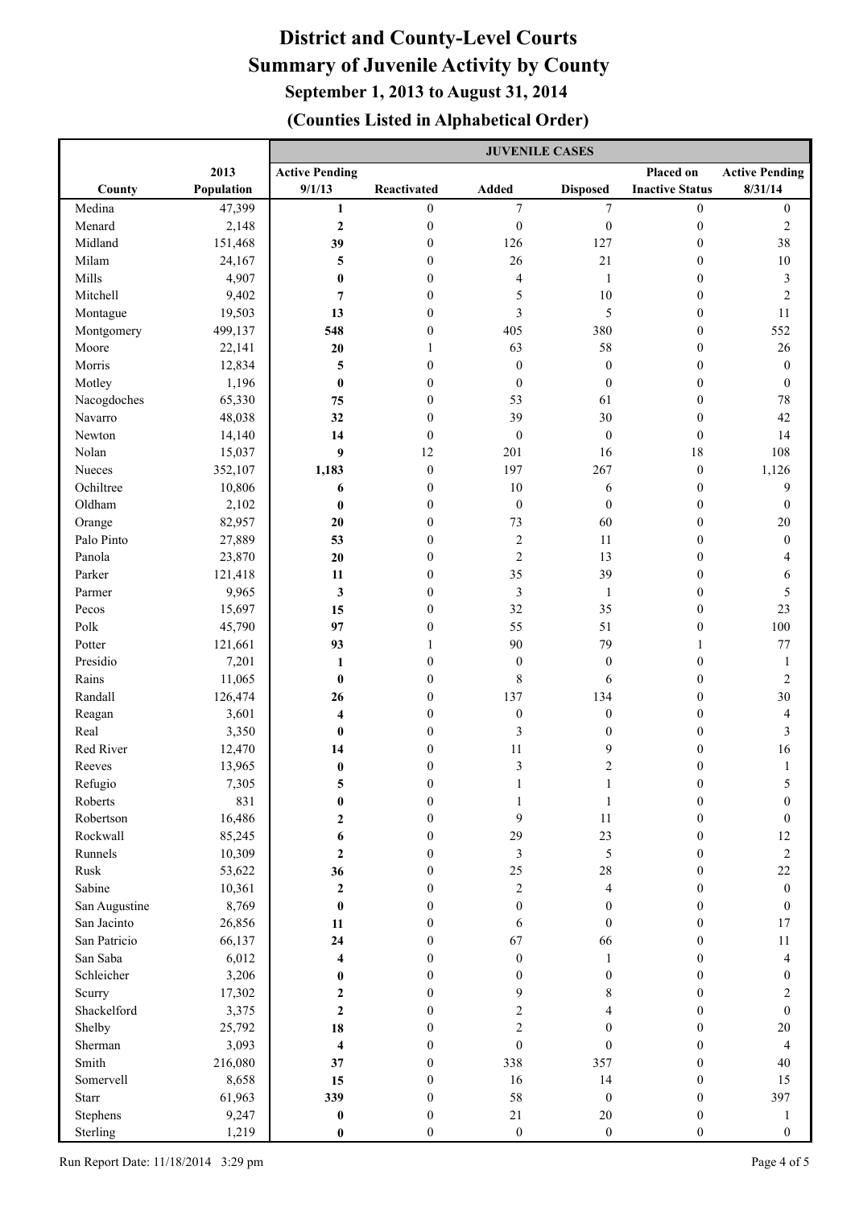# District and County-Level Courts
# Summary of Juvenile Activity by County
## September 1, 2013 to August 31, 2014
## (Counties Listed in Alphabetical Order)

| | | JUVENILE CASES | | | | | |
|---|---|---|---|---|---|---|---|
| County | 2013 Population | Active Pending 9/1/13 | Reactivated | Added | Disposed | Placed on Inactive Status | Active Pending 8/31/14 |
| Medina | 47,399 | **1** | 0 | 7 | 7 | 0 | 0 |
| Menard | 2,148 | **2** | 0 | 0 | 0 | 0 | 2 |
| Midland | 151,468 | **39** | 0 | 126 | 127 | 0 | 38 |
| Milam | 24,167 | **5** | 0 | 26 | 21 | 0 | 10 |
| Mills | 4,907 | **0** | 0 | 4 | 1 | 0 | 3 |
| Mitchell | 9,402 | **7** | 0 | 5 | 10 | 0 | 2 |
| Montague | 19,503 | **13** | 0 | 3 | 5 | 0 | 11 |
| Montgomery | 499,137 | **548** | 0 | 405 | 380 | 0 | 552 |
| Moore | 22,141 | **20** | 1 | 63 | 58 | 0 | 26 |
| Morris | 12,834 | **5** | 0 | 0 | 0 | 0 | 0 |
| Motley | 1,196 | **0** | 0 | 0 | 0 | 0 | 0 |
| Nacogdoches | 65,330 | **75** | 0 | 53 | 61 | 0 | 78 |
| Navarro | 48,038 | **32** | 0 | 39 | 30 | 0 | 42 |
| Newton | 14,140 | **14** | 0 | 0 | 0 | 0 | 14 |
| Nolan | 15,037 | **9** | 12 | 201 | 16 | 18 | 108 |
| Nueces | 352,107 | **1,183** | 0 | 197 | 267 | 0 | 1,126 |
| Ochiltree | 10,806 | **6** | 0 | 10 | 6 | 0 | 9 |
| Oldham | 2,102 | **0** | 0 | 0 | 0 | 0 | 0 |
| Orange | 82,957 | **20** | 0 | 73 | 60 | 0 | 20 |
| Palo Pinto | 27,889 | **53** | 0 | 2 | 11 | 0 | 0 |
| Panola | 23,870 | **20** | 0 | 2 | 13 | 0 | 4 |
| Parker | 121,418 | **11** | 0 | 35 | 39 | 0 | 6 |
| Parmer | 9,965 | **3** | 0 | 3 | 1 | 0 | 5 |
| Pecos | 15,697 | **15** | 0 | 32 | 35 | 0 | 23 |
| Polk | 45,790 | **97** | 0 | 55 | 51 | 0 | 100 |
| Potter | 121,661 | **93** | 1 | 90 | 79 | 1 | 77 |
| Presidio | 7,201 | **1** | 0 | 0 | 0 | 0 | 1 |
| Rains | 11,065 | **0** | 0 | 8 | 6 | 0 | 2 |
| Randall | 126,474 | **26** | 0 | 137 | 134 | 0 | 30 |
| Reagan | 3,601 | **4** | 0 | 0 | 0 | 0 | 4 |
| Real | 3,350 | **0** | 0 | 3 | 0 | 0 | 3 |
| Red River | 12,470 | **14** | 0 | 11 | 9 | 0 | 16 |
| Reeves | 13,965 | **0** | 0 | 3 | 2 | 0 | 1 |
| Refugio | 7,305 | **5** | 0 | 1 | 1 | 0 | 5 |
| Roberts | 831 | **0** | 0 | 1 | 1 | 0 | 0 |
| Robertson | 16,486 | **2** | 0 | 9 | 11 | 0 | 0 |
| Rockwall | 85,245 | **6** | 0 | 29 | 23 | 0 | 12 |
| Runnels | 10,309 | **2** | 0 | 3 | 5 | 0 | 2 |
| Rusk | 53,622 | **36** | 0 | 25 | 28 | 0 | 22 |
| Sabine | 10,361 | **2** | 0 | 2 | 4 | 0 | 0 |
| San Augustine | 8,769 | **0** | 0 | 0 | 0 | 0 | 0 |
| San Jacinto | 26,856 | **11** | 0 | 6 | 0 | 0 | 17 |
| San Patricio | 66,137 | **24** | 0 | 67 | 66 | 0 | 11 |
| San Saba | 6,012 | **4** | 0 | 0 | 1 | 0 | 4 |
| Schleicher | 3,206 | **0** | 0 | 0 | 0 | 0 | 0 |
| Scurry | 17,302 | **2** | 0 | 9 | 8 | 0 | 2 |
| Shackelford | 3,375 | **2** | 0 | 2 | 4 | 0 | 0 |
| Shelby | 25,792 | **18** | 0 | 2 | 0 | 0 | 20 |
| Sherman | 3,093 | **4** | 0 | 0 | 0 | 0 | 4 |
| Smith | 216,080 | **37** | 0 | 338 | 357 | 0 | 40 |
| Somervell | 8,658 | **15** | 0 | 16 | 14 | 0 | 15 |
| Starr | 61,963 | **339** | 0 | 58 | 0 | 0 | 397 |
| Stephens | 9,247 | **0** | 0 | 21 | 20 | 0 | 1 |
| Sterling | 1,219 | **0** | 0 | 0 | 0 | 0 | 0 |

Run Report Date: 11/18/2014 3:29 pm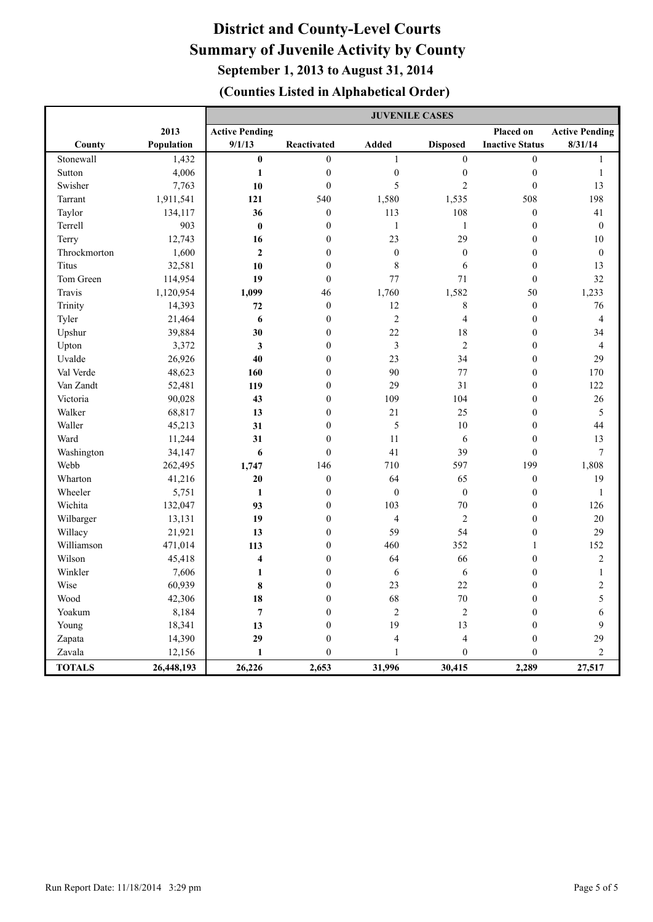# District and County-Level Courts

# Summary of Juvenile Activity by County

## September 1, 2013 to August 31, 2014

## (Counties Listed in Alphabetical Order)

| | | JUVENILE CASES | | | | | |
|---|---|---|---|---|---|---|---|
| County | 2013 Population | Active Pending 9/1/13 | Reactivated | Added | Disposed | Placed on Inactive Status | Active Pending 8/31/14 |
| Stonewall | 1,432 | **0** | 0 | 1 | 0 | 0 | 1 |
| Sutton | 4,006 | **1** | 0 | 0 | 0 | 0 | 1 |
| Swisher | 7,763 | **10** | 0 | 5 | 2 | 0 | 13 |
| Tarrant | 1,911,541 | **121** | 540 | 1,580 | 1,535 | 508 | 198 |
| Taylor | 134,117 | **36** | 0 | 113 | 108 | 0 | 41 |
| Terrell | 903 | **0** | 0 | 1 | 1 | 0 | 0 |
| Terry | 12,743 | **16** | 0 | 23 | 29 | 0 | 10 |
| Throckmorton | 1,600 | **2** | 0 | 0 | 0 | 0 | 0 |
| Titus | 32,581 | **10** | 0 | 8 | 6 | 0 | 13 |
| Tom Green | 114,954 | **19** | 0 | 77 | 71 | 0 | 32 |
| Travis | 1,120,954 | **1,099** | 46 | 1,760 | 1,582 | 50 | 1,233 |
| Trinity | 14,393 | **72** | 0 | 12 | 8 | 0 | 76 |
| Tyler | 21,464 | **6** | 0 | 2 | 4 | 0 | 4 |
| Upshur | 39,884 | **30** | 0 | 22 | 18 | 0 | 34 |
| Upton | 3,372 | **3** | 0 | 3 | 2 | 0 | 4 |
| Uvalde | 26,926 | **40** | 0 | 23 | 34 | 0 | 29 |
| Val Verde | 48,623 | **160** | 0 | 90 | 77 | 0 | 170 |
| Van Zandt | 52,481 | **119** | 0 | 29 | 31 | 0 | 122 |
| Victoria | 90,028 | **43** | 0 | 109 | 104 | 0 | 26 |
| Walker | 68,817 | **13** | 0 | 21 | 25 | 0 | 5 |
| Waller | 45,213 | **31** | 0 | 5 | 10 | 0 | 44 |
| Ward | 11,244 | **31** | 0 | 11 | 6 | 0 | 13 |
| Washington | 34,147 | **6** | 0 | 41 | 39 | 0 | 7 |
| Webb | 262,495 | **1,747** | 146 | 710 | 597 | 199 | 1,808 |
| Wharton | 41,216 | **20** | 0 | 64 | 65 | 0 | 19 |
| Wheeler | 5,751 | **1** | 0 | 0 | 0 | 0 | 1 |
| Wichita | 132,047 | **93** | 0 | 103 | 70 | 0 | 126 |
| Wilbarger | 13,131 | **19** | 0 | 4 | 2 | 0 | 20 |
| Willacy | 21,921 | **13** | 0 | 59 | 54 | 0 | 29 |
| Williamson | 471,014 | **113** | 0 | 460 | 352 | 1 | 152 |
| Wilson | 45,418 | **4** | 0 | 64 | 66 | 0 | 2 |
| Winkler | 7,606 | **1** | 0 | 6 | 6 | 0 | 1 |
| Wise | 60,939 | **8** | 0 | 23 | 22 | 0 | 2 |
| Wood | 42,306 | **18** | 0 | 68 | 70 | 0 | 5 |
| Yoakum | 8,184 | **7** | 0 | 2 | 2 | 0 | 6 |
| Young | 18,341 | **13** | 0 | 19 | 13 | 0 | 9 |
| Zapata | 14,390 | **29** | 0 | 4 | 4 | 0 | 29 |
| Zavala | 12,156 | **1** | 0 | 1 | 0 | 0 | 2 |
| **TOTALS** | **26,448,193** | **26,226** | **2,653** | **31,996** | **30,415** | **2,289** | **27,517** |

Run Report Date: 11/18/2014 3:29 pm